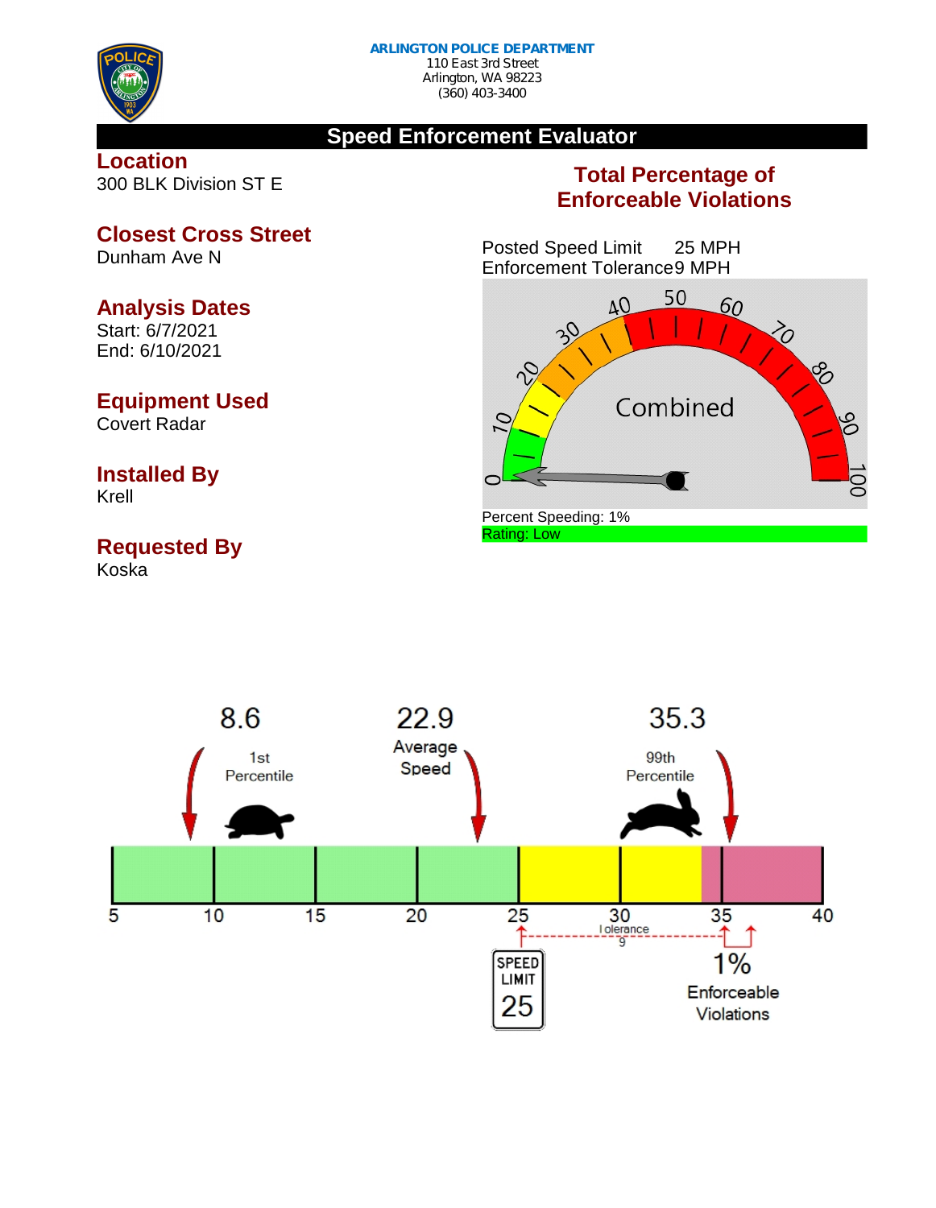**ARLINGTON POLICE DEPARTMENT**
110 East 3rd Street
Arlington, WA 98223
(360) 403-3400

## Speed Enforcement Evaluator

### Location
300 BLK Division ST E

### Closest Cross Street
Dunham Ave N

### Analysis Dates
Start: 6/7/2021
End: 6/10/2021

### Equipment Used
Covert Radar

### Installed By
Krell

### Requested By
Koska

### Total Percentage of Enforceable Violations

Posted Speed Limit 25 MPH
Enforcement Tolerance 9 MPH

Combined

Percent Speeding: 1%
Rating: Low

8.6 1st Percentile

22.9 Average Speed

35.3 99th Percentile

5 10 15 20 25 30 35 40

Tolerance 9

SPEED LIMIT 25

1% Enforceable Violations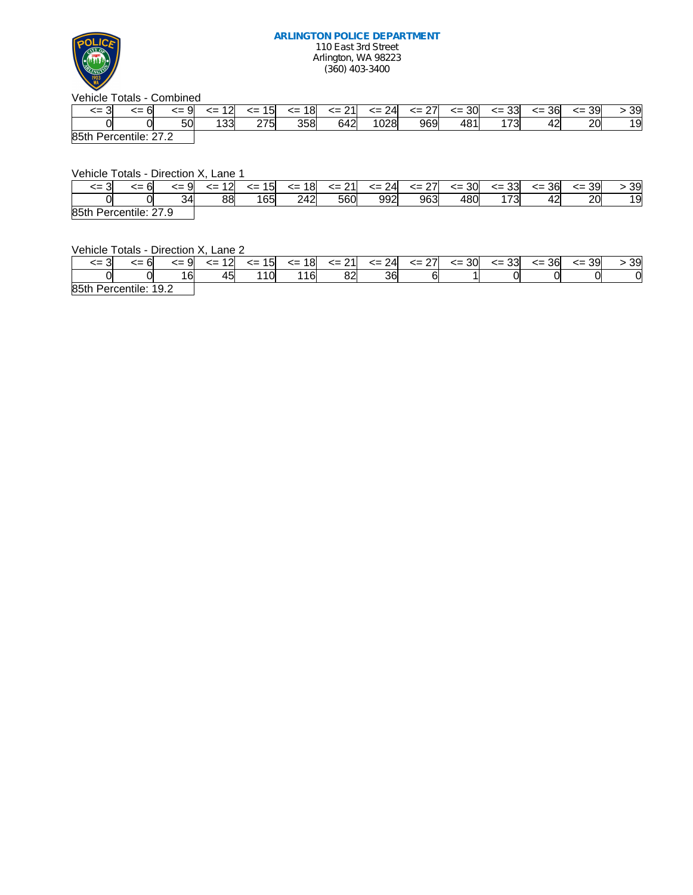**ARLINGTON POLICE DEPARTMENT**
110 East 3rd Street
Arlington, WA 98223
(360) 403-3400

Vehicle Totals - Combined

| <= 3 | <= 6 | <= 9 | <= 12 | <= 15 | <= 18 | <= 21 | <= 24 | <= 27 | <= 30 | <= 33 | <= 36 | <= 39 | > 39 |
|---|---|---|---|---|---|---|---|---|---|---|---|---|---|
| 0 | 0 | 50 | 133 | 275 | 358 | 642 | 1028 | 969 | 481 | 173 | 42 | 20 | 19 |

85th Percentile: 27.2

Vehicle Totals - Direction X, Lane 1

| <= 3 | <= 6 | <= 9 | <= 12 | <= 15 | <= 18 | <= 21 | <= 24 | <= 27 | <= 30 | <= 33 | <= 36 | <= 39 | > 39 |
|---|---|---|---|---|---|---|---|---|---|---|---|---|---|
| 0 | 0 | 34 | 88 | 165 | 242 | 560 | 992 | 963 | 480 | 173 | 42 | 20 | 19 |

85th Percentile: 27.9

Vehicle Totals - Direction X, Lane 2

| <= 3 | <= 6 | <= 9 | <= 12 | <= 15 | <= 18 | <= 21 | <= 24 | <= 27 | <= 30 | <= 33 | <= 36 | <= 39 | > 39 |
|---|---|---|---|---|---|---|---|---|---|---|---|---|---|
| 0 | 0 | 16 | 45 | 110 | 116 | 82 | 36 | 6 | 1 | 0 | 0 | 0 | 0 |

85th Percentile: 19.2